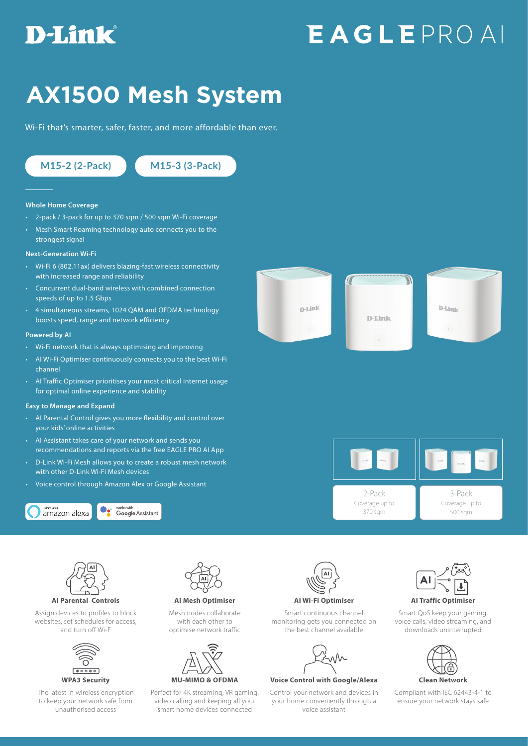D-Link

EAGLE PRO AI

# AX1500 Mesh System

Wi-Fi that's smarter, safer, faster, and more affordable than ever.

M15-2 (2-Pack) M15-3 (3-Pack)

**Whole Home Coverage**

- 2-pack / 3-pack for up to 370 sqm / 500 sqm Wi-Fi coverage
- Mesh Smart Roaming technology auto connects you to the strongest signal

**Next-Generation Wi-Fi**

- Wi-Fi 6 (802.11ax) delivers blazing-fast wireless connectivity with increased range and reliability
- Concurrent dual-band wireless with combined connection speeds of up to 1.5 Gbps
- 4 simultaneous streams, 1024 QAM and OFDMA technology boosts speed, range and network efficiency

**Powered by AI**

- Wi-Fi network that is always optimising and improving
- AI Wi-Fi Optimiser continuously connects you to the best Wi-Fi channel
- AI Traffic Optimiser prioritises your most critical internet usage for optimal online experience and stability

**Easy to Manage and Expand**

- AI Parental Control gives you more flexibility and control over your kids' online activities
- AI Assistant takes care of your network and sends you recommendations and reports via the free EAGLE PRO AI App
- D-Link Wi-Fi Mesh allows you to create a robust mesh network with other D-Link Wi-Fi Mesh devices
- Voice control through Amazon Alex or Google Assistant

JUST ASK amazon alexa | works with Google Assistant

2-Pack
Coverage up to 370 sqm

3-Pack
Coverage up to 500 sqm

**AI Parental Controls**
Assign devices to profiles to block websites, set schedules for access, and turn off Wi-F

**AI Mesh Optimiser**
Mesh nodes collaborate with each other to optimise network traffic

**AI Wi-Fi Optimiser**
Smart continuous channel monitoring gets you connected on the best channel available

**AI Traffic Optimiser**
Smart QoS keep your gaming, voice calls, video streaming, and downloads uninterrupted

**WPA3 Security**
The latest in wireless encryption to keep your network safe from unauthorised access

**MU-MIMO & OFDMA**
Perfect for 4K streaming, VR gaming, video calling and keeping all your smart home devices connected

**Voice Control with Google/Alexa**
Control your network and devices in your home conveniently through a voice assistant

**Clean Network**
Compliant with IEC 62443-4-1 to ensure your network stays safe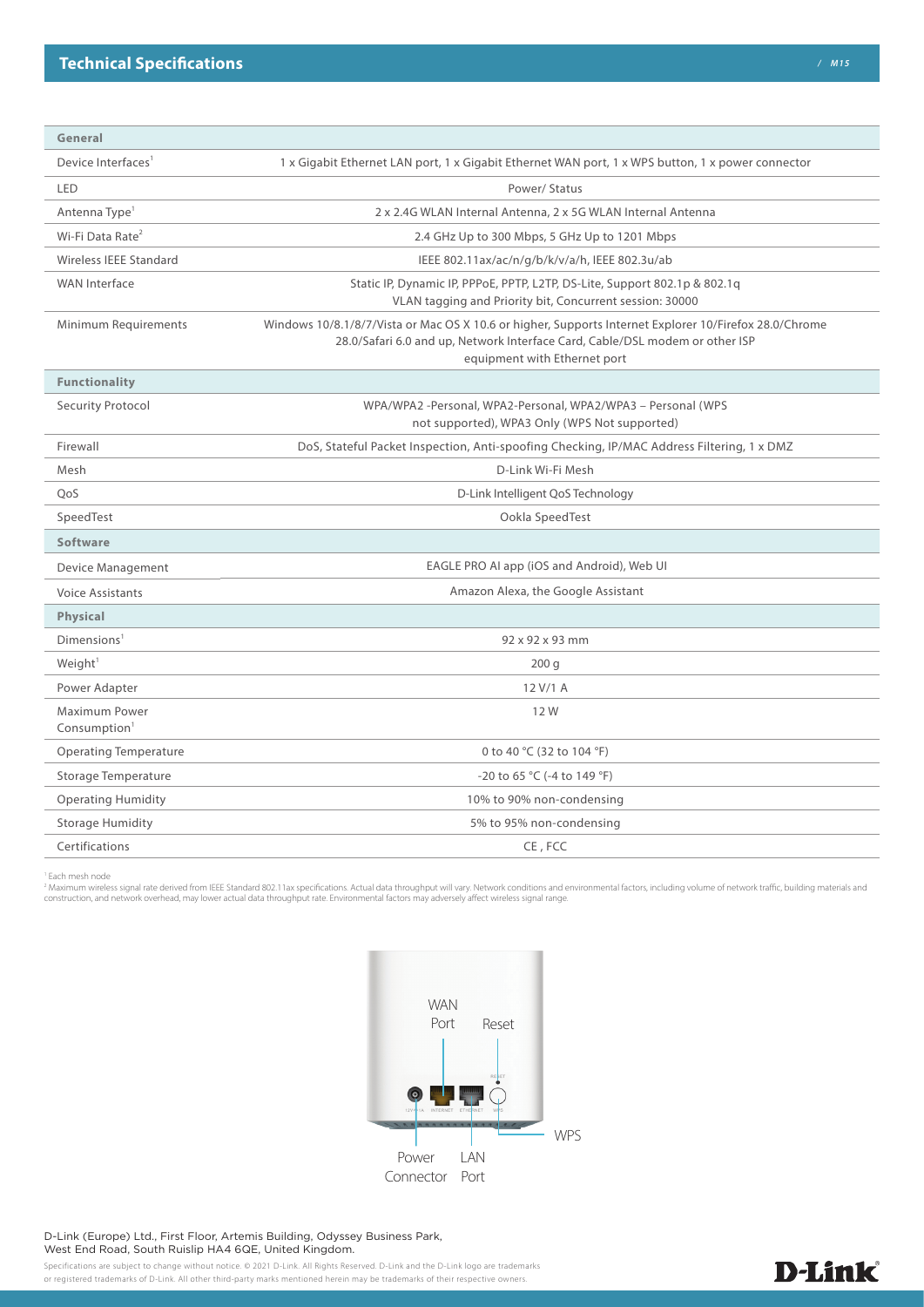## Technical Specifications

| | |
|---|---|
| **General** | |
| Device Interfaces[1] | 1 x Gigabit Ethernet LAN port, 1 x Gigabit Ethernet WAN port, 1 x WPS button, 1 x power connector |
| LED | Power/ Status |
| Antenna Type[1] | 2 x 2.4G WLAN Internal Antenna, 2 x 5G WLAN Internal Antenna |
| Wi-Fi Data Rate[2] | 2.4 GHz Up to 300 Mbps, 5 GHz Up to 1201 Mbps |
| Wireless IEEE Standard | IEEE 802.11ax/ac/n/g/b/k/v/a/h, IEEE 802.3u/ab |
| WAN Interface | Static IP, Dynamic IP, PPPoE, PPTP, L2TP, DS-Lite, Support 802.1p & 802.1q VLAN tagging and Priority bit, Concurrent session: 30000 |
| Minimum Requirements | Windows 10/8.1/8/7/Vista or Mac OS X 10.6 or higher, Supports Internet Explorer 10/Firefox 28.0/Chrome 28.0/Safari 6.0 and up, Network Interface Card, Cable/DSL modem or other ISP equipment with Ethernet port |
| **Functionality** | |
| Security Protocol | WPA/WPA2 -Personal, WPA2-Personal, WPA2/WPA3 – Personal (WPS not supported), WPA3 Only (WPS Not supported) |
| Firewall | DoS, Stateful Packet Inspection, Anti-spoofing Checking, IP/MAC Address Filtering, 1 x DMZ |
| Mesh | D-Link Wi-Fi Mesh |
| QoS | D-Link Intelligent QoS Technology |
| SpeedTest | Ookla SpeedTest |
| **Software** | |
| Device Management | EAGLE PRO AI app (iOS and Android), Web UI |
| Voice Assistants | Amazon Alexa, the Google Assistant |
| **Physical** | |
| Dimensions[1] | 92 x 92 x 93 mm |
| Weight[1] | 200 g |
| Power Adapter | 12 V/1 A |
| Maximum Power Consumption[1] | 12 W |
| Operating Temperature | 0 to 40 °C (32 to 104 °F) |
| Storage Temperature | -20 to 65 °C (-4 to 149 °F) |
| Operating Humidity | 10% to 90% non-condensing |
| Storage Humidity | 5% to 95% non-condensing |
| Certifications | CE , FCC |

[1] Each mesh node
[2] Maximum wireless signal rate derived from IEEE Standard 802.11ax specifications. Actual data throughput will vary. Network conditions and environmental factors, including volume of network traffic, building materials and construction, and network overhead, may lower actual data throughput rate. Environmental factors may adversely affect wireless signal range.

WAN Port
Reset
WPS
Power Connector
LAN Port

D-Link (Europe) Ltd., First Floor, Artemis Building, Odyssey Business Park, West End Road, South Ruislip HA4 6QE, United Kingdom.

Specifications are subject to change without notice. © 2021 D-Link. All Rights Reserved. D-Link and the D-Link logo are trademarks or registered trademarks of D-Link. All other third-party marks mentioned herein may be trademarks of their respective owners.